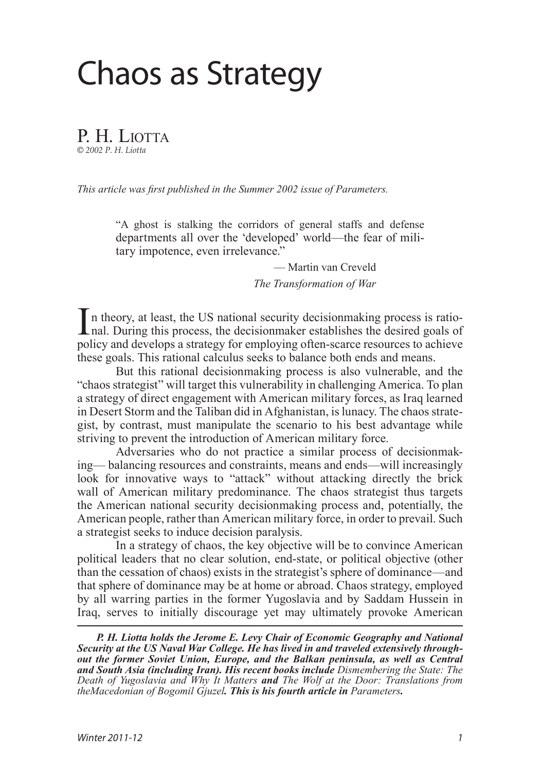# Chaos as Strategy

P. H. Liotta

*© 2002 P. H. Liotta*

*This article was first published in the Summer 2002 issue of Parameters.*

> "A ghost is stalking the corridors of general staffs and defense departments all over the 'developed' world—the fear of military impotence, even irrelevance."
>
> — Martin van Creveld
>
> *The Transformation of War*

In theory, at least, the US national security decisionmaking process is rational. During this process, the decisionmaker establishes the desired goals of policy and develops a strategy for employing often-scarce resources to achieve these goals. This rational calculus seeks to balance both ends and means.

But this rational decisionmaking process is also vulnerable, and the "chaos strategist" will target this vulnerability in challenging America. To plan a strategy of direct engagement with American military forces, as Iraq learned in Desert Storm and the Taliban did in Afghanistan, is lunacy. The chaos strategist, by contrast, must manipulate the scenario to his best advantage while striving to prevent the introduction of American military force.

Adversaries who do not practice a similar process of decisionmaking— balancing resources and constraints, means and ends—will increasingly look for innovative ways to "attack" without attacking directly the brick wall of American military predominance. The chaos strategist thus targets the American national security decisionmaking process and, potentially, the American people, rather than American military force, in order to prevail. Such a strategist seeks to induce decision paralysis.

In a strategy of chaos, the key objective will be to convince American political leaders that no clear solution, end-state, or political objective (other than the cessation of chaos) exists in the strategist's sphere of dominance—and that sphere of dominance may be at home or abroad. Chaos strategy, employed by all warring parties in the former Yugoslavia and by Saddam Hussein in Iraq, serves to initially discourage yet may ultimately provoke American

***P. H. Liotta holds the Jerome E. Levy Chair of Economic Geography and National Security at the US Naval War College. He has lived in and traveled extensively throughout the former Soviet Union, Europe, and the Balkan peninsula, as well as Central and South Asia (including Iran). His recent books include*** *Dismembering the State: The Death of Yugoslavia and Why It Matters* ***and*** *The Wolf at the Door: Translations from theMacedonian of Bogomil Gjuzel**. This is his fourth article in*** *Parameters**.***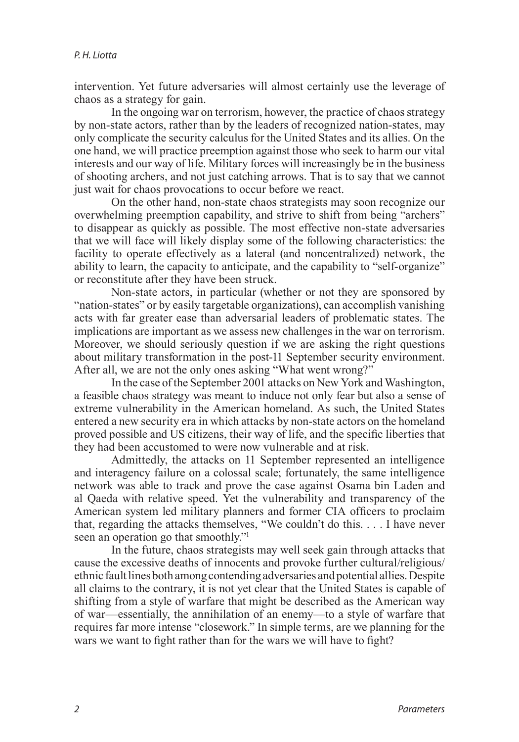intervention. Yet future adversaries will almost certainly use the leverage of chaos as a strategy for gain.

In the ongoing war on terrorism, however, the practice of chaos strategy by non-state actors, rather than by the leaders of recognized nation-states, may only complicate the security calculus for the United States and its allies. On the one hand, we will practice preemption against those who seek to harm our vital interests and our way of life. Military forces will increasingly be in the business of shooting archers, and not just catching arrows. That is to say that we cannot just wait for chaos provocations to occur before we react.

On the other hand, non-state chaos strategists may soon recognize our overwhelming preemption capability, and strive to shift from being "archers" to disappear as quickly as possible. The most effective non-state adversaries that we will face will likely display some of the following characteristics: the facility to operate effectively as a lateral (and noncentralized) network, the ability to learn, the capacity to anticipate, and the capability to "self-organize" or reconstitute after they have been struck.

Non-state actors, in particular (whether or not they are sponsored by "nation-states" or by easily targetable organizations), can accomplish vanishing acts with far greater ease than adversarial leaders of problematic states. The implications are important as we assess new challenges in the war on terrorism. Moreover, we should seriously question if we are asking the right questions about military transformation in the post-11 September security environment. After all, we are not the only ones asking "What went wrong?"

In the case of the September 2001 attacks on New York and Washington, a feasible chaos strategy was meant to induce not only fear but also a sense of extreme vulnerability in the American homeland. As such, the United States entered a new security era in which attacks by non-state actors on the homeland proved possible and US citizens, their way of life, and the specific liberties that they had been accustomed to were now vulnerable and at risk.

Admittedly, the attacks on 11 September represented an intelligence and interagency failure on a colossal scale; fortunately, the same intelligence network was able to track and prove the case against Osama bin Laden and al Qaeda with relative speed. Yet the vulnerability and transparency of the American system led military planners and former CIA officers to proclaim that, regarding the attacks themselves, "We couldn't do this. . . . I have never seen an operation go that smoothly."[1]

In the future, chaos strategists may well seek gain through attacks that cause the excessive deaths of innocents and provoke further cultural/religious/ethnic fault lines both among contending adversaries and potential allies. Despite all claims to the contrary, it is not yet clear that the United States is capable of shifting from a style of warfare that might be described as the American way of war—essentially, the annihilation of an enemy—to a style of warfare that requires far more intense "closework." In simple terms, are we planning for the wars we want to fight rather than for the wars we will have to fight?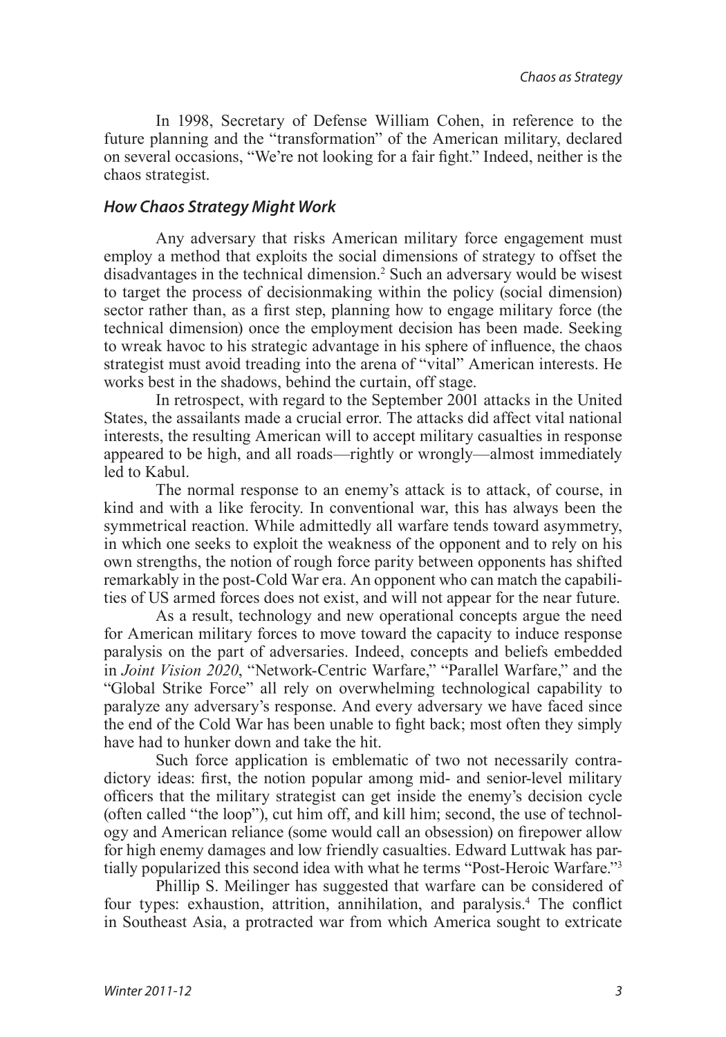In 1998, Secretary of Defense William Cohen, in reference to the future planning and the "transformation" of the American military, declared on several occasions, "We're not looking for a fair fight." Indeed, neither is the chaos strategist.

### *How Chaos Strategy Might Work*

Any adversary that risks American military force engagement must employ a method that exploits the social dimensions of strategy to offset the disadvantages in the technical dimension.[2] Such an adversary would be wisest to target the process of decisionmaking within the policy (social dimension) sector rather than, as a first step, planning how to engage military force (the technical dimension) once the employment decision has been made. Seeking to wreak havoc to his strategic advantage in his sphere of influence, the chaos strategist must avoid treading into the arena of "vital" American interests. He works best in the shadows, behind the curtain, off stage.

In retrospect, with regard to the September 2001 attacks in the United States, the assailants made a crucial error. The attacks did affect vital national interests, the resulting American will to accept military casualties in response appeared to be high, and all roads—rightly or wrongly—almost immediately led to Kabul.

The normal response to an enemy's attack is to attack, of course, in kind and with a like ferocity. In conventional war, this has always been the symmetrical reaction. While admittedly all warfare tends toward asymmetry, in which one seeks to exploit the weakness of the opponent and to rely on his own strengths, the notion of rough force parity between opponents has shifted remarkably in the post-Cold War era. An opponent who can match the capabilities of US armed forces does not exist, and will not appear for the near future.

As a result, technology and new operational concepts argue the need for American military forces to move toward the capacity to induce response paralysis on the part of adversaries. Indeed, concepts and beliefs embedded in *Joint Vision 2020*, "Network-Centric Warfare," "Parallel Warfare," and the "Global Strike Force" all rely on overwhelming technological capability to paralyze any adversary's response. And every adversary we have faced since the end of the Cold War has been unable to fight back; most often they simply have had to hunker down and take the hit.

Such force application is emblematic of two not necessarily contradictory ideas: first, the notion popular among mid- and senior-level military officers that the military strategist can get inside the enemy's decision cycle (often called "the loop"), cut him off, and kill him; second, the use of technology and American reliance (some would call an obsession) on firepower allow for high enemy damages and low friendly casualties. Edward Luttwak has partially popularized this second idea with what he terms "Post-Heroic Warfare."[3]

Phillip S. Meilinger has suggested that warfare can be considered of four types: exhaustion, attrition, annihilation, and paralysis.[4] The conflict in Southeast Asia, a protracted war from which America sought to extricate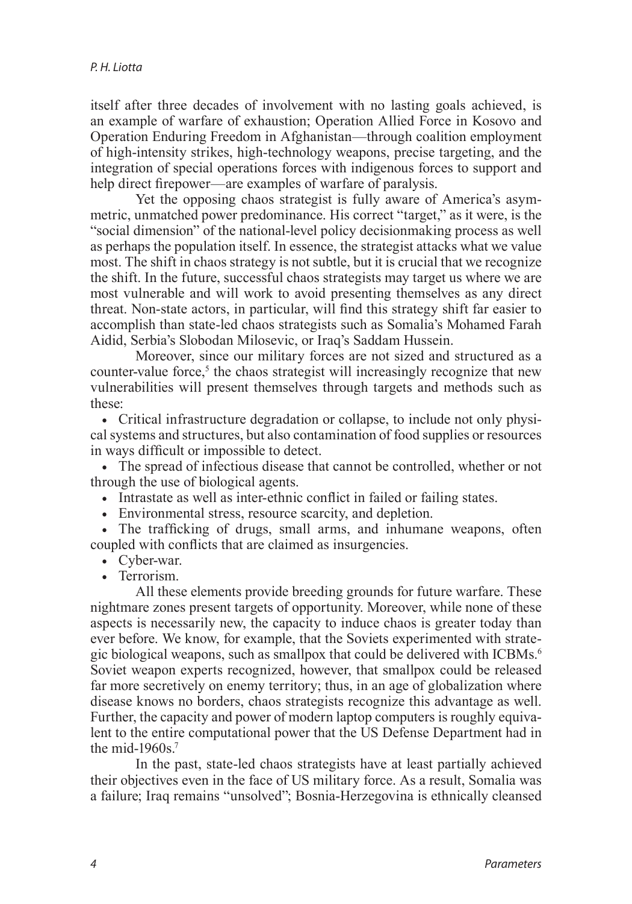itself after three decades of involvement with no lasting goals achieved, is an example of warfare of exhaustion; Operation Allied Force in Kosovo and Operation Enduring Freedom in Afghanistan—through coalition employment of high-intensity strikes, high-technology weapons, precise targeting, and the integration of special operations forces with indigenous forces to support and help direct firepower—are examples of warfare of paralysis.

Yet the opposing chaos strategist is fully aware of America's asymmetric, unmatched power predominance. His correct "target," as it were, is the "social dimension" of the national-level policy decisionmaking process as well as perhaps the population itself. In essence, the strategist attacks what we value most. The shift in chaos strategy is not subtle, but it is crucial that we recognize the shift. In the future, successful chaos strategists may target us where we are most vulnerable and will work to avoid presenting themselves as any direct threat. Non-state actors, in particular, will find this strategy shift far easier to accomplish than state-led chaos strategists such as Somalia's Mohamed Farah Aidid, Serbia's Slobodan Milosevic, or Iraq's Saddam Hussein.

Moreover, since our military forces are not sized and structured as a counter-value force,[5] the chaos strategist will increasingly recognize that new vulnerabilities will present themselves through targets and methods such as these:

- Critical infrastructure degradation or collapse, to include not only physical systems and structures, but also contamination of food supplies or resources in ways difficult or impossible to detect.
- The spread of infectious disease that cannot be controlled, whether or not through the use of biological agents.
- Intrastate as well as inter-ethnic conflict in failed or failing states.
- Environmental stress, resource scarcity, and depletion.
- The trafficking of drugs, small arms, and inhumane weapons, often coupled with conflicts that are claimed as insurgencies.
- Cyber-war.
- Terrorism.

All these elements provide breeding grounds for future warfare. These nightmare zones present targets of opportunity. Moreover, while none of these aspects is necessarily new, the capacity to induce chaos is greater today than ever before. We know, for example, that the Soviets experimented with strategic biological weapons, such as smallpox that could be delivered with ICBMs.[6] Soviet weapon experts recognized, however, that smallpox could be released far more secretively on enemy territory; thus, in an age of globalization where disease knows no borders, chaos strategists recognize this advantage as well. Further, the capacity and power of modern laptop computers is roughly equivalent to the entire computational power that the US Defense Department had in the mid-1960s.[7]

In the past, state-led chaos strategists have at least partially achieved their objectives even in the face of US military force. As a result, Somalia was a failure; Iraq remains "unsolved"; Bosnia-Herzegovina is ethnically cleansed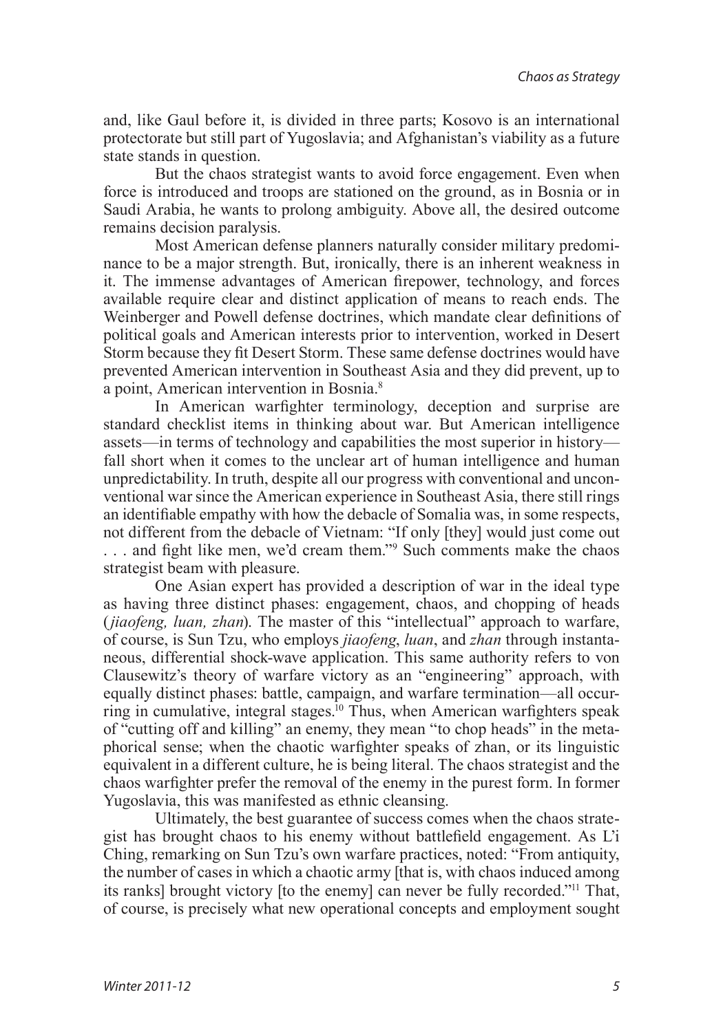and, like Gaul before it, is divided in three parts; Kosovo is an international protectorate but still part of Yugoslavia; and Afghanistan's viability as a future state stands in question.

But the chaos strategist wants to avoid force engagement. Even when force is introduced and troops are stationed on the ground, as in Bosnia or in Saudi Arabia, he wants to prolong ambiguity. Above all, the desired outcome remains decision paralysis.

Most American defense planners naturally consider military predominance to be a major strength. But, ironically, there is an inherent weakness in it. The immense advantages of American firepower, technology, and forces available require clear and distinct application of means to reach ends. The Weinberger and Powell defense doctrines, which mandate clear definitions of political goals and American interests prior to intervention, worked in Desert Storm because they fit Desert Storm. These same defense doctrines would have prevented American intervention in Southeast Asia and they did prevent, up to a point, American intervention in Bosnia.[8]

In American warfighter terminology, deception and surprise are standard checklist items in thinking about war. But American intelligence assets—in terms of technology and capabilities the most superior in history—fall short when it comes to the unclear art of human intelligence and human unpredictability. In truth, despite all our progress with conventional and unconventional war since the American experience in Southeast Asia, there still rings an identifiable empathy with how the debacle of Somalia was, in some respects, not different from the debacle of Vietnam: "If only [they] would just come out . . . and fight like men, we'd cream them."[9] Such comments make the chaos strategist beam with pleasure.

One Asian expert has provided a description of war in the ideal type as having three distinct phases: engagement, chaos, and chopping of heads (*jiaofeng, luan, zhan*). The master of this "intellectual" approach to warfare, of course, is Sun Tzu, who employs *jiaofeng*, *luan*, and *zhan* through instantaneous, differential shock-wave application. This same authority refers to von Clausewitz's theory of warfare victory as an "engineering" approach, with equally distinct phases: battle, campaign, and warfare termination—all occurring in cumulative, integral stages.[10] Thus, when American warfighters speak of "cutting off and killing" an enemy, they mean "to chop heads" in the metaphorical sense; when the chaotic warfighter speaks of zhan, or its linguistic equivalent in a different culture, he is being literal. The chaos strategist and the chaos warfighter prefer the removal of the enemy in the purest form. In former Yugoslavia, this was manifested as ethnic cleansing.

Ultimately, the best guarantee of success comes when the chaos strategist has brought chaos to his enemy without battlefield engagement. As L'i Ching, remarking on Sun Tzu's own warfare practices, noted: "From antiquity, the number of cases in which a chaotic army [that is, with chaos induced among its ranks] brought victory [to the enemy] can never be fully recorded."[11] That, of course, is precisely what new operational concepts and employment sought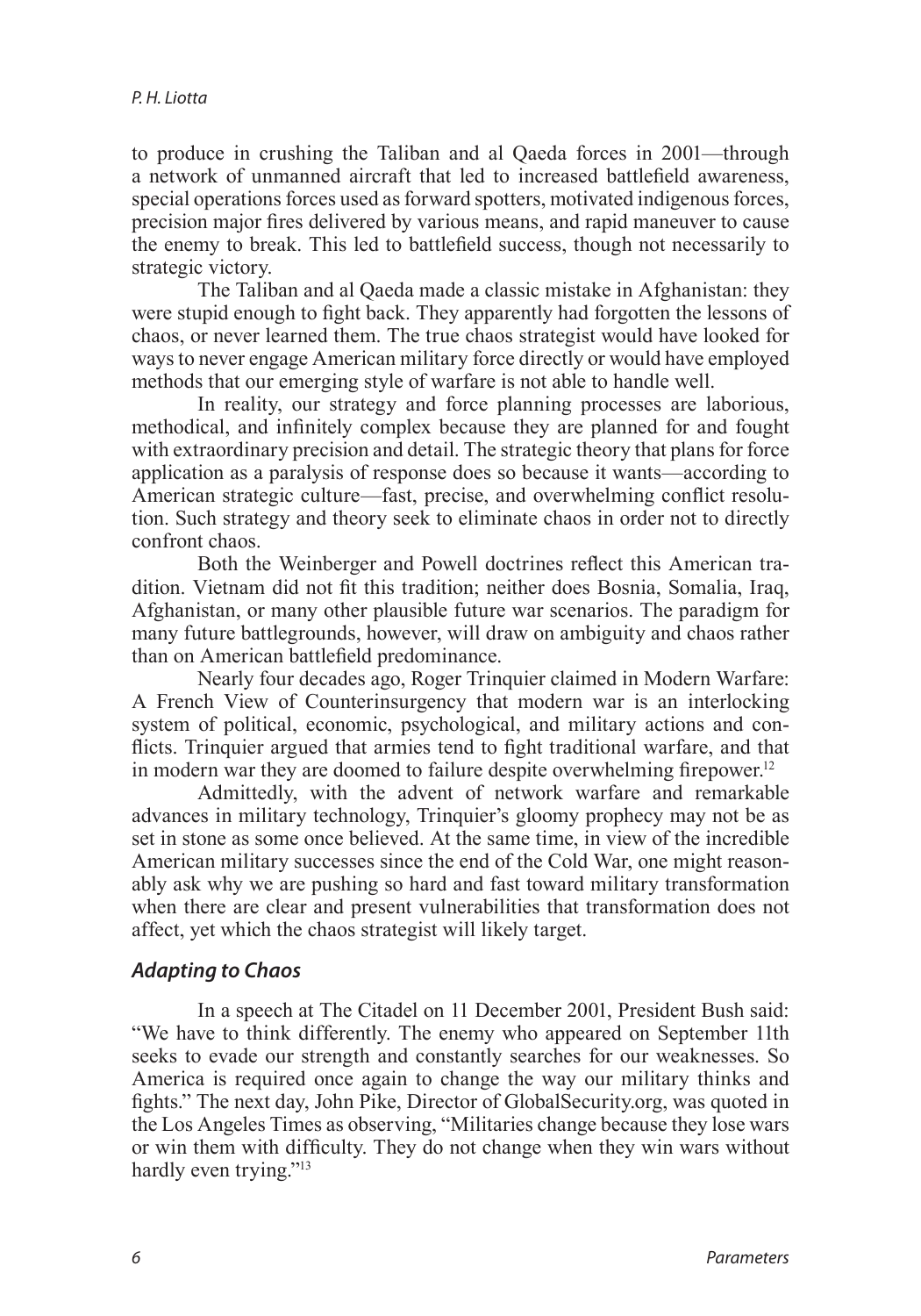to produce in crushing the Taliban and al Qaeda forces in 2001—through a network of unmanned aircraft that led to increased battlefield awareness, special operations forces used as forward spotters, motivated indigenous forces, precision major fires delivered by various means, and rapid maneuver to cause the enemy to break. This led to battlefield success, though not necessarily to strategic victory.

The Taliban and al Qaeda made a classic mistake in Afghanistan: they were stupid enough to fight back. They apparently had forgotten the lessons of chaos, or never learned them. The true chaos strategist would have looked for ways to never engage American military force directly or would have employed methods that our emerging style of warfare is not able to handle well.

In reality, our strategy and force planning processes are laborious, methodical, and infinitely complex because they are planned for and fought with extraordinary precision and detail. The strategic theory that plans for force application as a paralysis of response does so because it wants—according to American strategic culture—fast, precise, and overwhelming conflict resolution. Such strategy and theory seek to eliminate chaos in order not to directly confront chaos.

Both the Weinberger and Powell doctrines reflect this American tradition. Vietnam did not fit this tradition; neither does Bosnia, Somalia, Iraq, Afghanistan, or many other plausible future war scenarios. The paradigm for many future battlegrounds, however, will draw on ambiguity and chaos rather than on American battlefield predominance.

Nearly four decades ago, Roger Trinquier claimed in Modern Warfare: A French View of Counterinsurgency that modern war is an interlocking system of political, economic, psychological, and military actions and conflicts. Trinquier argued that armies tend to fight traditional warfare, and that in modern war they are doomed to failure despite overwhelming firepower.[12]

Admittedly, with the advent of network warfare and remarkable advances in military technology, Trinquier's gloomy prophecy may not be as set in stone as some once believed. At the same time, in view of the incredible American military successes since the end of the Cold War, one might reasonably ask why we are pushing so hard and fast toward military transformation when there are clear and present vulnerabilities that transformation does not affect, yet which the chaos strategist will likely target.

## *Adapting to Chaos*

In a speech at The Citadel on 11 December 2001, President Bush said: "We have to think differently. The enemy who appeared on September 11th seeks to evade our strength and constantly searches for our weaknesses. So America is required once again to change the way our military thinks and fights." The next day, John Pike, Director of GlobalSecurity.org, was quoted in the Los Angeles Times as observing, "Militaries change because they lose wars or win them with difficulty. They do not change when they win wars without hardly even trying."[13]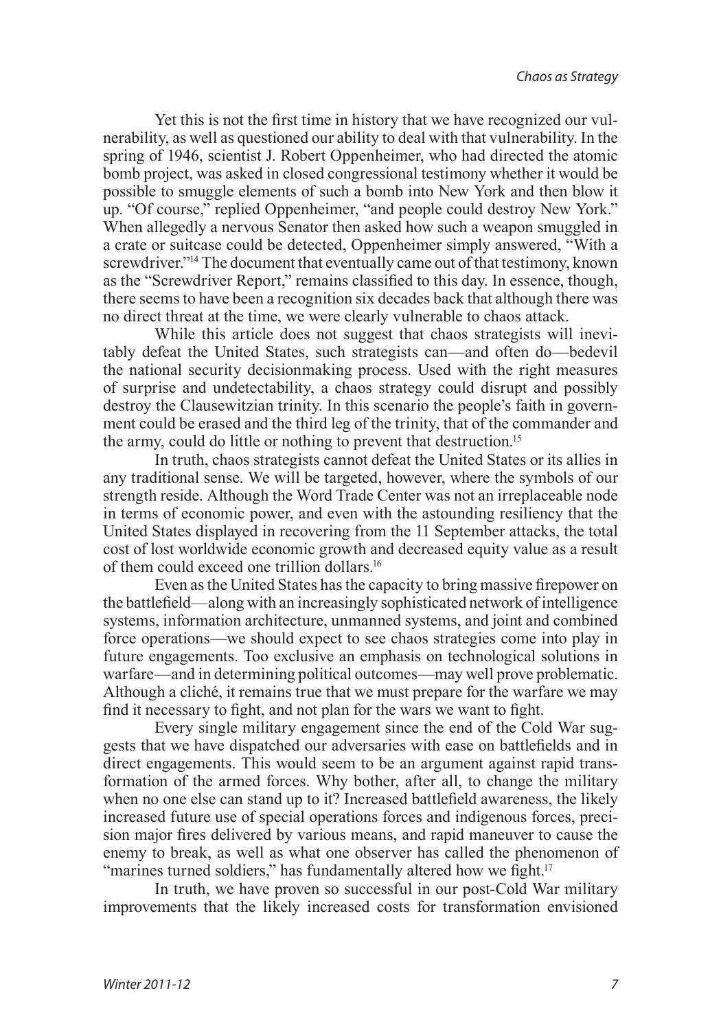Yet this is not the first time in history that we have recognized our vulnerability, as well as questioned our ability to deal with that vulnerability. In the spring of 1946, scientist J. Robert Oppenheimer, who had directed the atomic bomb project, was asked in closed congressional testimony whether it would be possible to smuggle elements of such a bomb into New York and then blow it up. "Of course," replied Oppenheimer, "and people could destroy New York." When allegedly a nervous Senator then asked how such a weapon smuggled in a crate or suitcase could be detected, Oppenheimer simply answered, "With a screwdriver."[14] The document that eventually came out of that testimony, known as the "Screwdriver Report," remains classified to this day. In essence, though, there seems to have been a recognition six decades back that although there was no direct threat at the time, we were clearly vulnerable to chaos attack.

While this article does not suggest that chaos strategists will inevitably defeat the United States, such strategists can—and often do—bedevil the national security decisionmaking process. Used with the right measures of surprise and undetectability, a chaos strategy could disrupt and possibly destroy the Clausewitzian trinity. In this scenario the people's faith in government could be erased and the third leg of the trinity, that of the commander and the army, could do little or nothing to prevent that destruction.[15]

In truth, chaos strategists cannot defeat the United States or its allies in any traditional sense. We will be targeted, however, where the symbols of our strength reside. Although the Word Trade Center was not an irreplaceable node in terms of economic power, and even with the astounding resiliency that the United States displayed in recovering from the 11 September attacks, the total cost of lost worldwide economic growth and decreased equity value as a result of them could exceed one trillion dollars.[16]

Even as the United States has the capacity to bring massive firepower on the battlefield—along with an increasingly sophisticated network of intelligence systems, information architecture, unmanned systems, and joint and combined force operations—we should expect to see chaos strategies come into play in future engagements. Too exclusive an emphasis on technological solutions in warfare—and in determining political outcomes—may well prove problematic. Although a cliché, it remains true that we must prepare for the warfare we may find it necessary to fight, and not plan for the wars we want to fight.

Every single military engagement since the end of the Cold War suggests that we have dispatched our adversaries with ease on battlefields and in direct engagements. This would seem to be an argument against rapid transformation of the armed forces. Why bother, after all, to change the military when no one else can stand up to it? Increased battlefield awareness, the likely increased future use of special operations forces and indigenous forces, precision major fires delivered by various means, and rapid maneuver to cause the enemy to break, as well as what one observer has called the phenomenon of "marines turned soldiers," has fundamentally altered how we fight.[17]

In truth, we have proven so successful in our post-Cold War military improvements that the likely increased costs for transformation envisioned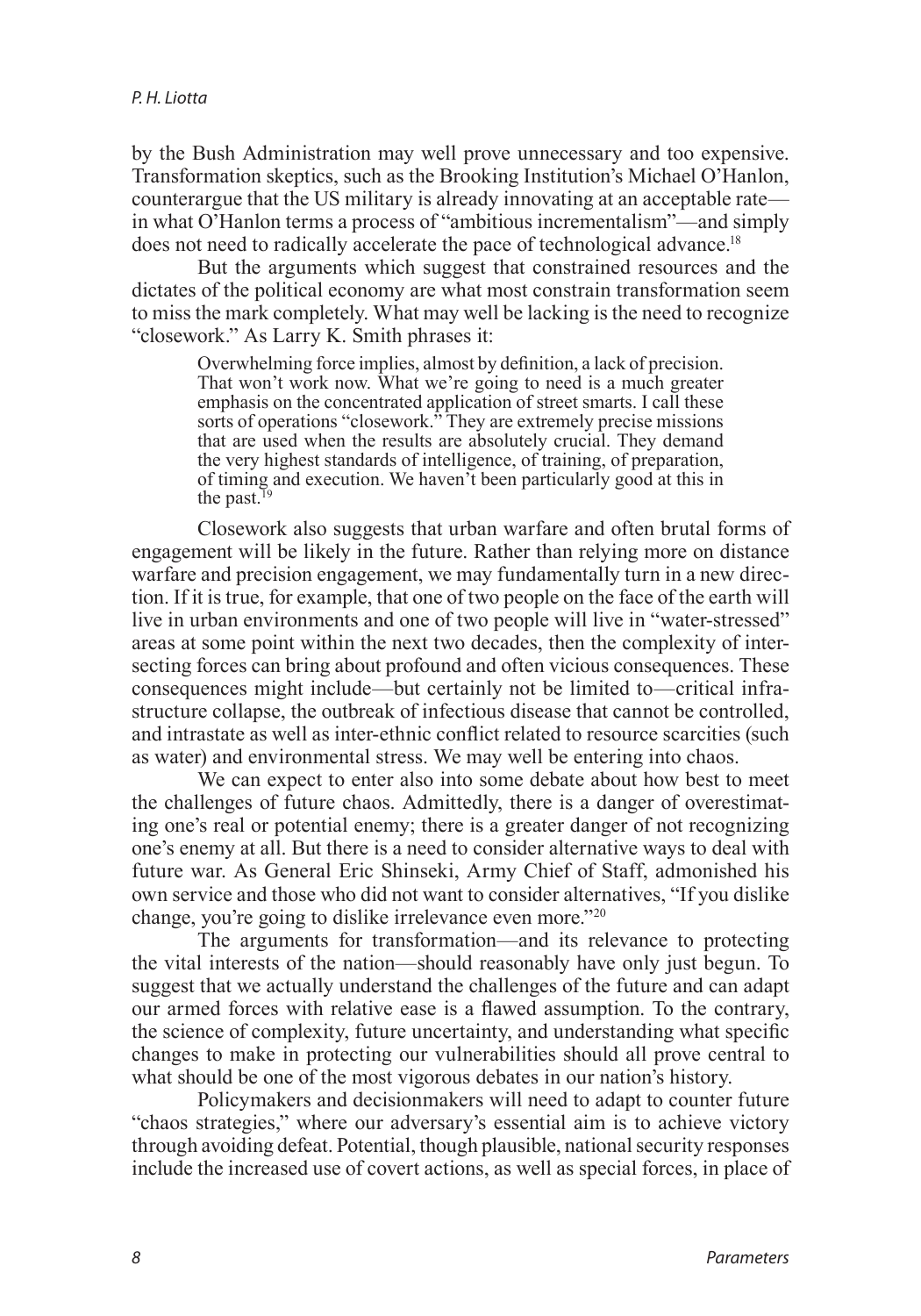by the Bush Administration may well prove unnecessary and too expensive. Transformation skeptics, such as the Brooking Institution's Michael O'Hanlon, counterargue that the US military is already innovating at an acceptable rate—in what O'Hanlon terms a process of "ambitious incrementalism"—and simply does not need to radically accelerate the pace of technological advance.[18]

But the arguments which suggest that constrained resources and the dictates of the political economy are what most constrain transformation seem to miss the mark completely. What may well be lacking is the need to recognize "closework." As Larry K. Smith phrases it:

> Overwhelming force implies, almost by definition, a lack of precision. That won't work now. What we're going to need is a much greater emphasis on the concentrated application of street smarts. I call these sorts of operations "closework." They are extremely precise missions that are used when the results are absolutely crucial. They demand the very highest standards of intelligence, of training, of preparation, of timing and execution. We haven't been particularly good at this in the past.[19]

Closework also suggests that urban warfare and often brutal forms of engagement will be likely in the future. Rather than relying more on distance warfare and precision engagement, we may fundamentally turn in a new direction. If it is true, for example, that one of two people on the face of the earth will live in urban environments and one of two people will live in "water-stressed" areas at some point within the next two decades, then the complexity of intersecting forces can bring about profound and often vicious consequences. These consequences might include—but certainly not be limited to—critical infrastructure collapse, the outbreak of infectious disease that cannot be controlled, and intrastate as well as inter-ethnic conflict related to resource scarcities (such as water) and environmental stress. We may well be entering into chaos.

We can expect to enter also into some debate about how best to meet the challenges of future chaos. Admittedly, there is a danger of overestimating one's real or potential enemy; there is a greater danger of not recognizing one's enemy at all. But there is a need to consider alternative ways to deal with future war. As General Eric Shinseki, Army Chief of Staff, admonished his own service and those who did not want to consider alternatives, "If you dislike change, you're going to dislike irrelevance even more."[20]

The arguments for transformation—and its relevance to protecting the vital interests of the nation—should reasonably have only just begun. To suggest that we actually understand the challenges of the future and can adapt our armed forces with relative ease is a flawed assumption. To the contrary, the science of complexity, future uncertainty, and understanding what specific changes to make in protecting our vulnerabilities should all prove central to what should be one of the most vigorous debates in our nation's history.

Policymakers and decisionmakers will need to adapt to counter future "chaos strategies," where our adversary's essential aim is to achieve victory through avoiding defeat. Potential, though plausible, national security responses include the increased use of covert actions, as well as special forces, in place of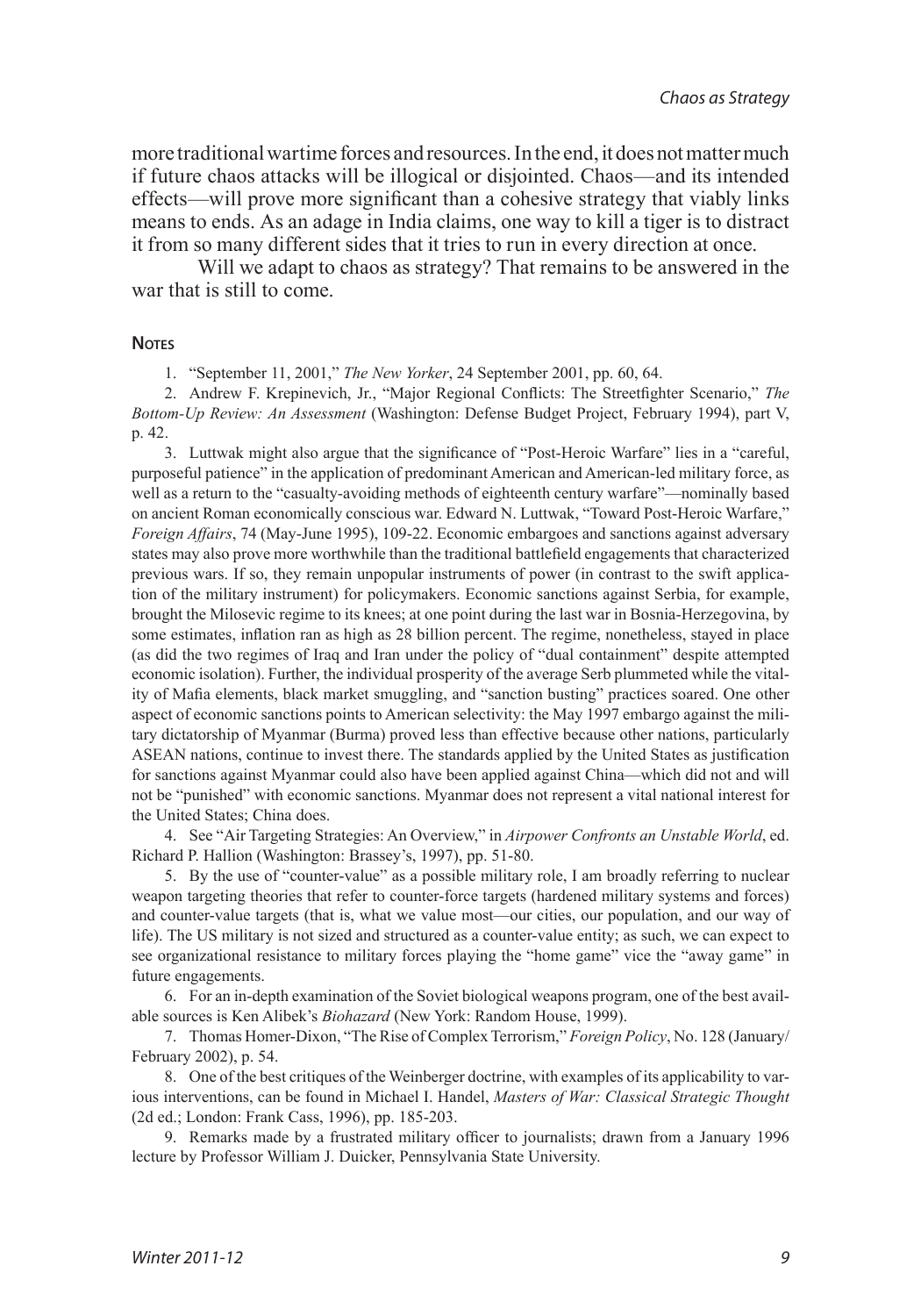more traditional wartime forces and resources. In the end, it does not matter much if future chaos attacks will be illogical or disjointed. Chaos—and its intended effects—will prove more significant than a cohesive strategy that viably links means to ends. As an adage in India claims, one way to kill a tiger is to distract it from so many different sides that it tries to run in every direction at once.

Will we adapt to chaos as strategy? That remains to be answered in the war that is still to come.

**Notes**

1. "September 11, 2001," *The New Yorker*, 24 September 2001, pp. 60, 64.

2. Andrew F. Krepinevich, Jr., "Major Regional Conflicts: The Streetfighter Scenario," *The Bottom-Up Review: An Assessment* (Washington: Defense Budget Project, February 1994), part V, p. 42.

3. Luttwak might also argue that the significance of "Post-Heroic Warfare" lies in a "careful, purposeful patience" in the application of predominant American and American-led military force, as well as a return to the "casualty-avoiding methods of eighteenth century warfare"—nominally based on ancient Roman economically conscious war. Edward N. Luttwak, "Toward Post-Heroic Warfare," *Foreign Affairs*, 74 (May-June 1995), 109-22. Economic embargoes and sanctions against adversary states may also prove more worthwhile than the traditional battlefield engagements that characterized previous wars. If so, they remain unpopular instruments of power (in contrast to the swift application of the military instrument) for policymakers. Economic sanctions against Serbia, for example, brought the Milosevic regime to its knees; at one point during the last war in Bosnia-Herzegovina, by some estimates, inflation ran as high as 28 billion percent. The regime, nonetheless, stayed in place (as did the two regimes of Iraq and Iran under the policy of "dual containment" despite attempted economic isolation). Further, the individual prosperity of the average Serb plummeted while the vitality of Mafia elements, black market smuggling, and "sanction busting" practices soared. One other aspect of economic sanctions points to American selectivity: the May 1997 embargo against the military dictatorship of Myanmar (Burma) proved less than effective because other nations, particularly ASEAN nations, continue to invest there. The standards applied by the United States as justification for sanctions against Myanmar could also have been applied against China—which did not and will not be "punished" with economic sanctions. Myanmar does not represent a vital national interest for the United States; China does.

4. See "Air Targeting Strategies: An Overview," in *Airpower Confronts an Unstable World*, ed. Richard P. Hallion (Washington: Brassey's, 1997), pp. 51-80.

5. By the use of "counter-value" as a possible military role, I am broadly referring to nuclear weapon targeting theories that refer to counter-force targets (hardened military systems and forces) and counter-value targets (that is, what we value most—our cities, our population, and our way of life). The US military is not sized and structured as a counter-value entity; as such, we can expect to see organizational resistance to military forces playing the "home game" vice the "away game" in future engagements.

6. For an in-depth examination of the Soviet biological weapons program, one of the best available sources is Ken Alibek's *Biohazard* (New York: Random House, 1999).

7. Thomas Homer-Dixon, "The Rise of Complex Terrorism," *Foreign Policy*, No. 128 (January/February 2002), p. 54.

8. One of the best critiques of the Weinberger doctrine, with examples of its applicability to various interventions, can be found in Michael I. Handel, *Masters of War: Classical Strategic Thought* (2d ed.; London: Frank Cass, 1996), pp. 185-203.

9. Remarks made by a frustrated military officer to journalists; drawn from a January 1996 lecture by Professor William J. Duicker, Pennsylvania State University.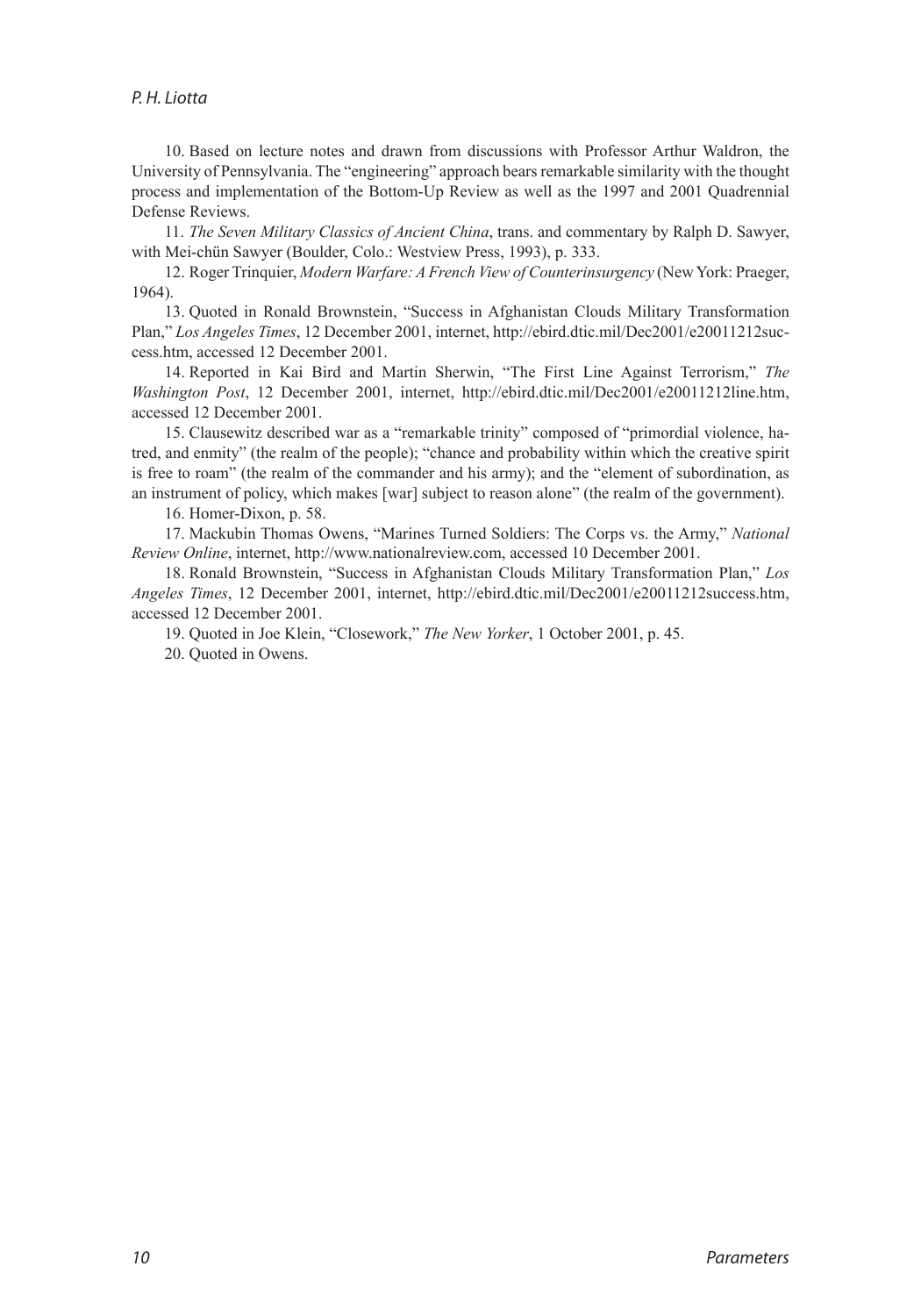10. Based on lecture notes and drawn from discussions with Professor Arthur Waldron, the University of Pennsylvania. The "engineering" approach bears remarkable similarity with the thought process and implementation of the Bottom-Up Review as well as the 1997 and 2001 Quadrennial Defense Reviews.

11. *The Seven Military Classics of Ancient China*, trans. and commentary by Ralph D. Sawyer, with Mei-chün Sawyer (Boulder, Colo.: Westview Press, 1993), p. 333.

12. Roger Trinquier, *Modern Warfare: A French View of Counterinsurgency* (New York: Praeger, 1964).

13. Quoted in Ronald Brownstein, "Success in Afghanistan Clouds Military Transformation Plan," *Los Angeles Times*, 12 December 2001, internet, http://ebird.dtic.mil/Dec2001/e20011212success.htm, accessed 12 December 2001.

14. Reported in Kai Bird and Martin Sherwin, "The First Line Against Terrorism," *The Washington Post*, 12 December 2001, internet, http://ebird.dtic.mil/Dec2001/e20011212line.htm, accessed 12 December 2001.

15. Clausewitz described war as a "remarkable trinity" composed of "primordial violence, hatred, and enmity" (the realm of the people); "chance and probability within which the creative spirit is free to roam" (the realm of the commander and his army); and the "element of subordination, as an instrument of policy, which makes [war] subject to reason alone" (the realm of the government).

16. Homer-Dixon, p. 58.

17. Mackubin Thomas Owens, "Marines Turned Soldiers: The Corps vs. the Army," *National Review Online*, internet, http://www.nationalreview.com, accessed 10 December 2001.

18. Ronald Brownstein, "Success in Afghanistan Clouds Military Transformation Plan," *Los Angeles Times*, 12 December 2001, internet, http://ebird.dtic.mil/Dec2001/e20011212success.htm, accessed 12 December 2001.

19. Quoted in Joe Klein, "Closework," *The New Yorker*, 1 October 2001, p. 45.

20. Quoted in Owens.